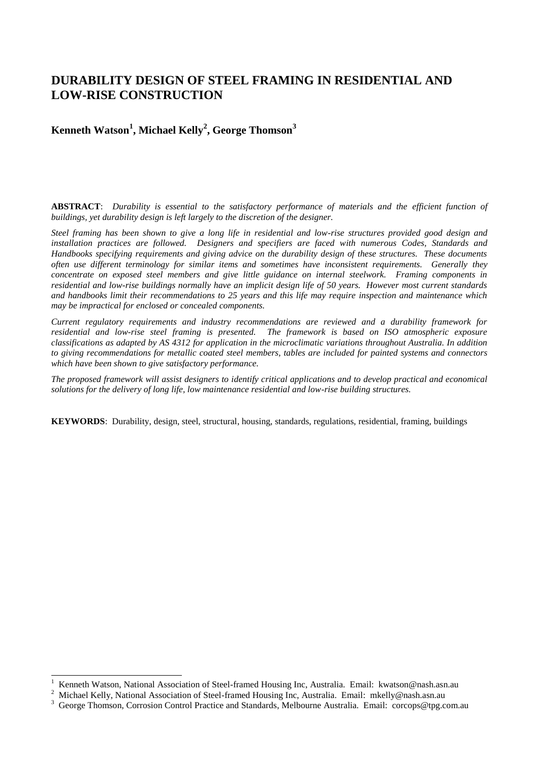# DURABILITY DESIGN OF STEEL FRAMING IN RESIDENTIAL AND LOW-RISE CONSTRUCTION

**Kenneth Watson[1], Michael Kelly[2], George Thomson[3]**

**ABSTRACT**: *Durability is essential to the satisfactory performance of materials and the efficient function of buildings, yet durability design is left largely to the discretion of the designer.*

*Steel framing has been shown to give a long life in residential and low-rise structures provided good design and installation practices are followed. Designers and specifiers are faced with numerous Codes, Standards and Handbooks specifying requirements and giving advice on the durability design of these structures. These documents often use different terminology for similar items and sometimes have inconsistent requirements. Generally they concentrate on exposed steel members and give little guidance on internal steelwork. Framing components in residential and low-rise buildings normally have an implicit design life of 50 years. However most current standards and handbooks limit their recommendations to 25 years and this life may require inspection and maintenance which may be impractical for enclosed or concealed components.*

*Current regulatory requirements and industry recommendations are reviewed and a durability framework for residential and low-rise steel framing is presented. The framework is based on ISO atmospheric exposure classifications as adapted by AS 4312 for application in the microclimatic variations throughout Australia. In addition to giving recommendations for metallic coated steel members, tables are included for painted systems and connectors which have been shown to give satisfactory performance.*

*The proposed framework will assist designers to identify critical applications and to develop practical and economical solutions for the delivery of long life, low maintenance residential and low-rise building structures.*

**KEYWORDS**: Durability, design, steel, structural, housing, standards, regulations, residential, framing, buildings

---

[1] Kenneth Watson, National Association of Steel-framed Housing Inc, Australia. Email: kwatson@nash.asn.au

[2] Michael Kelly, National Association of Steel-framed Housing Inc, Australia. Email: mkelly@nash.asn.au

[3] George Thomson, Corrosion Control Practice and Standards, Melbourne Australia. Email: corcops@tpg.com.au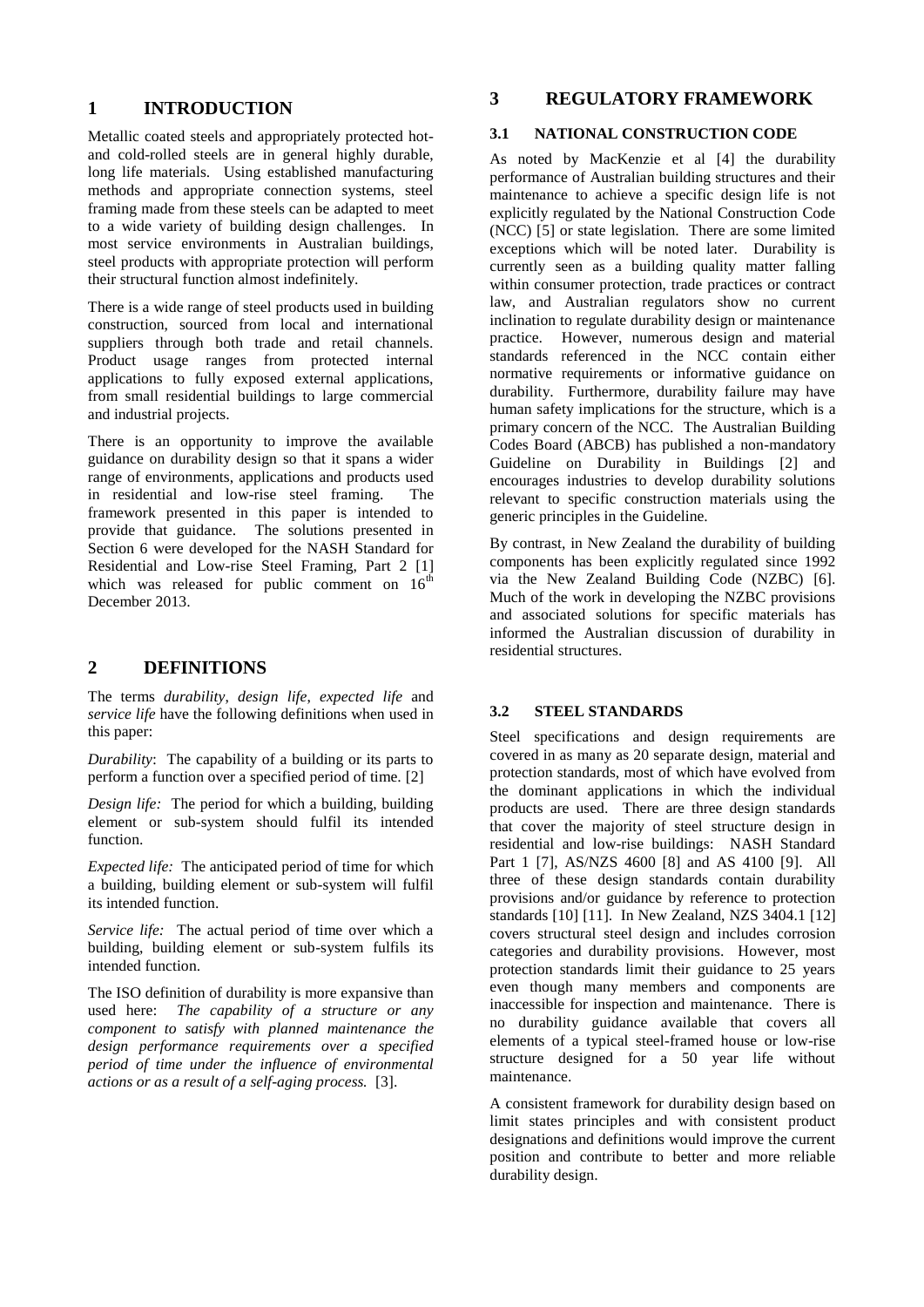# 1 INTRODUCTION

Metallic coated steels and appropriately protected hot- and cold-rolled steels are in general highly durable, long life materials. Using established manufacturing methods and appropriate connection systems, steel framing made from these steels can be adapted to meet to a wide variety of building design challenges. In most service environments in Australian buildings, steel products with appropriate protection will perform their structural function almost indefinitely.

There is a wide range of steel products used in building construction, sourced from local and international suppliers through both trade and retail channels. Product usage ranges from protected internal applications to fully exposed external applications, from small residential buildings to large commercial and industrial projects.

There is an opportunity to improve the available guidance on durability design so that it spans a wider range of environments, applications and products used in residential and low-rise steel framing. The framework presented in this paper is intended to provide that guidance. The solutions presented in Section 6 were developed for the NASH Standard for Residential and Low-rise Steel Framing, Part 2 [1] which was released for public comment on 16th December 2013.

# 2 DEFINITIONS

The terms *durability*, *design life*, *expected life* and *service life* have the following definitions when used in this paper:

*Durability*: The capability of a building or its parts to perform a function over a specified period of time. [2]

*Design life:* The period for which a building, building element or sub-system should fulfil its intended function.

*Expected life:* The anticipated period of time for which a building, building element or sub-system will fulfil its intended function.

*Service life:* The actual period of time over which a building, building element or sub-system fulfils its intended function.

The ISO definition of durability is more expansive than used here: *The capability of a structure or any component to satisfy with planned maintenance the design performance requirements over a specified period of time under the influence of environmental actions or as a result of a self-aging process.* [3].

# 3 REGULATORY FRAMEWORK

## 3.1 NATIONAL CONSTRUCTION CODE

As noted by MacKenzie et al [4] the durability performance of Australian building structures and their maintenance to achieve a specific design life is not explicitly regulated by the National Construction Code (NCC) [5] or state legislation. There are some limited exceptions which will be noted later. Durability is currently seen as a building quality matter falling within consumer protection, trade practices or contract law, and Australian regulators show no current inclination to regulate durability design or maintenance practice. However, numerous design and material standards referenced in the NCC contain either normative requirements or informative guidance on durability. Furthermore, durability failure may have human safety implications for the structure, which is a primary concern of the NCC. The Australian Building Codes Board (ABCB) has published a non-mandatory Guideline on Durability in Buildings [2] and encourages industries to develop durability solutions relevant to specific construction materials using the generic principles in the Guideline.

By contrast, in New Zealand the durability of building components has been explicitly regulated since 1992 via the New Zealand Building Code (NZBC) [6]. Much of the work in developing the NZBC provisions and associated solutions for specific materials has informed the Australian discussion of durability in residential structures.

## 3.2 STEEL STANDARDS

Steel specifications and design requirements are covered in as many as 20 separate design, material and protection standards, most of which have evolved from the dominant applications in which the individual products are used. There are three design standards that cover the majority of steel structure design in residential and low-rise buildings: NASH Standard Part 1 [7], AS/NZS 4600 [8] and AS 4100 [9]. All three of these design standards contain durability provisions and/or guidance by reference to protection standards [10] [11]. In New Zealand, NZS 3404.1 [12] covers structural steel design and includes corrosion categories and durability provisions. However, most protection standards limit their guidance to 25 years even though many members and components are inaccessible for inspection and maintenance. There is no durability guidance available that covers all elements of a typical steel-framed house or low-rise structure designed for a 50 year life without maintenance.

A consistent framework for durability design based on limit states principles and with consistent product designations and definitions would improve the current position and contribute to better and more reliable durability design.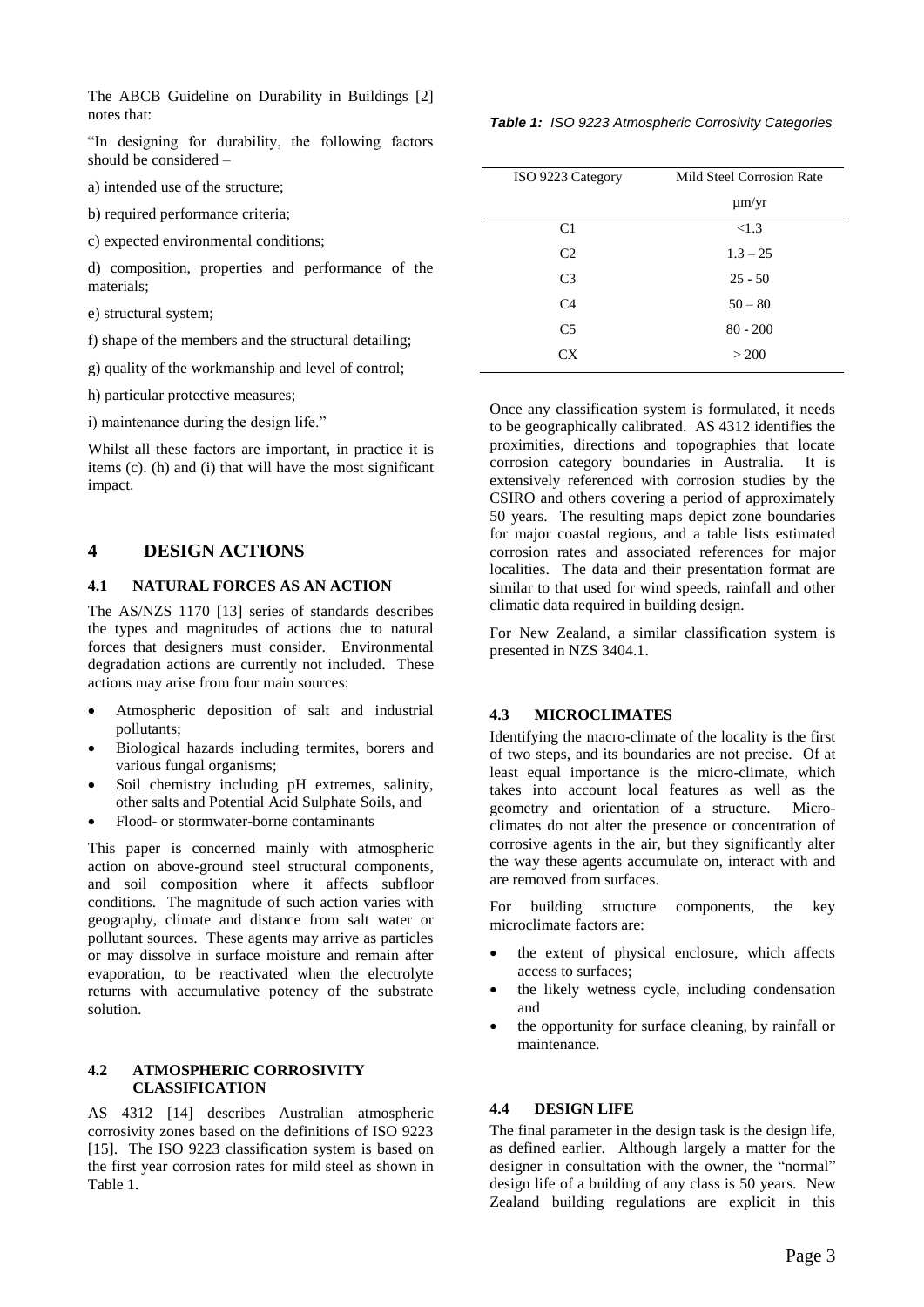The ABCB Guideline on Durability in Buildings [2] notes that:

"In designing for durability, the following factors should be considered –

a) intended use of the structure;

b) required performance criteria;

c) expected environmental conditions;

d) composition, properties and performance of the materials;

e) structural system;

f) shape of the members and the structural detailing;

g) quality of the workmanship and level of control;

h) particular protective measures;

i) maintenance during the design life."

Whilst all these factors are important, in practice it is items (c). (h) and (i) that will have the most significant impact.

# 4 DESIGN ACTIONS

## 4.1 NATURAL FORCES AS AN ACTION

The AS/NZS 1170 [13] series of standards describes the types and magnitudes of actions due to natural forces that designers must consider. Environmental degradation actions are currently not included. These actions may arise from four main sources:

- Atmospheric deposition of salt and industrial pollutants;
- Biological hazards including termites, borers and various fungal organisms;
- Soil chemistry including pH extremes, salinity, other salts and Potential Acid Sulphate Soils, and
- Flood- or stormwater-borne contaminants

This paper is concerned mainly with atmospheric action on above-ground steel structural components, and soil composition where it affects subfloor conditions. The magnitude of such action varies with geography, climate and distance from salt water or pollutant sources. These agents may arrive as particles or may dissolve in surface moisture and remain after evaporation, to be reactivated when the electrolyte returns with accumulative potency of the substrate solution.

## 4.2 ATMOSPHERIC CORROSIVITY CLASSIFICATION

AS 4312 [14] describes Australian atmospheric corrosivity zones based on the definitions of ISO 9223 [15]. The ISO 9223 classification system is based on the first year corrosion rates for mild steel as shown in Table 1.

***Table 1:** ISO 9223 Atmospheric Corrosivity Categories*

| ISO 9223 Category | Mild Steel Corrosion Rate µm/yr |
|---|---|
| C1 | <1.3 |
| C2 | 1.3 – 25 |
| C3 | 25 - 50 |
| C4 | 50 – 80 |
| C5 | 80 - 200 |
| CX | > 200 |

Once any classification system is formulated, it needs to be geographically calibrated. AS 4312 identifies the proximities, directions and topographies that locate corrosion category boundaries in Australia. It is extensively referenced with corrosion studies by the CSIRO and others covering a period of approximately 50 years. The resulting maps depict zone boundaries for major coastal regions, and a table lists estimated corrosion rates and associated references for major localities. The data and their presentation format are similar to that used for wind speeds, rainfall and other climatic data required in building design.

For New Zealand, a similar classification system is presented in NZS 3404.1.

## 4.3 MICROCLIMATES

Identifying the macro-climate of the locality is the first of two steps, and its boundaries are not precise. Of at least equal importance is the micro-climate, which takes into account local features as well as the geometry and orientation of a structure. Micro-climates do not alter the presence or concentration of corrosive agents in the air, but they significantly alter the way these agents accumulate on, interact with and are removed from surfaces.

For building structure components, the key microclimate factors are:

- the extent of physical enclosure, which affects access to surfaces;
- the likely wetness cycle, including condensation and
- the opportunity for surface cleaning, by rainfall or maintenance.

## 4.4 DESIGN LIFE

The final parameter in the design task is the design life, as defined earlier. Although largely a matter for the designer in consultation with the owner, the "normal" design life of a building of any class is 50 years. New Zealand building regulations are explicit in this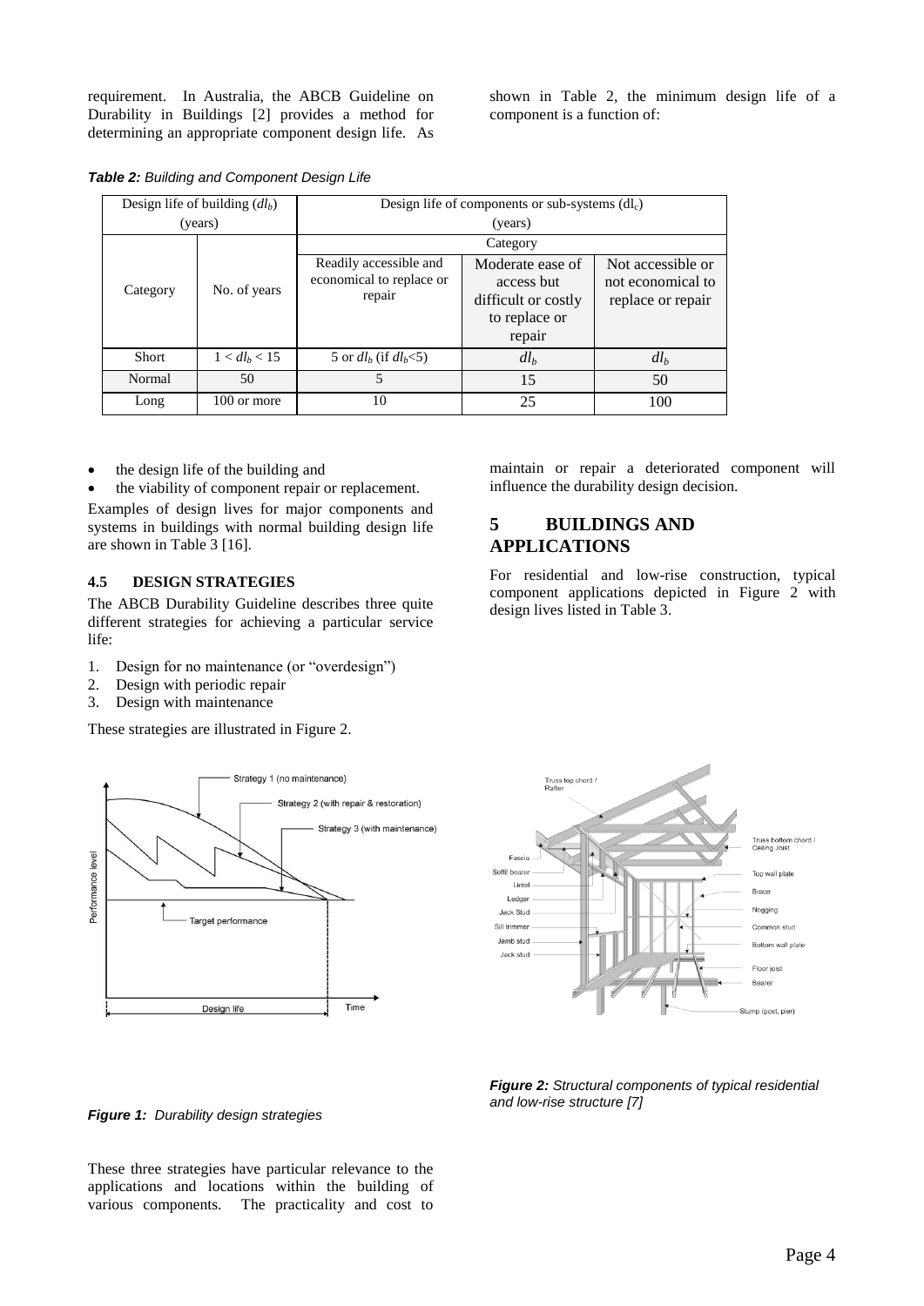requirement. In Australia, the ABCB Guideline on Durability in Buildings [2] provides a method for determining an appropriate component design life. As shown in Table 2, the minimum design life of a component is a function of:

***Table 2:** Building and Component Design Life*

| Design life of building ($dl_b$) (years) | | Design life of components or sub-systems ($dl_c$) (years) | | |
|---|---|---|---|---|
| | | Category | | |
| Category | No. of years | Readily accessible and economical to replace or repair | Moderate ease of access but difficult or costly to replace or repair | Not accessible or not economical to replace or repair |
| Short | $1 < dl_b < 15$ | 5 or $dl_b$ (if $dl_b$<5) | $dl_b$ | $dl_b$ |
| Normal | 50 | 5 | 15 | 50 |
| Long | 100 or more | 10 | 25 | 100 |

- the design life of the building and
- the viability of component repair or replacement.

Examples of design lives for major components and systems in buildings with normal building design life are shown in Table 3 [16].

### 4.5 DESIGN STRATEGIES

The ABCB Durability Guideline describes three quite different strategies for achieving a particular service life:

1. Design for no maintenance (or "overdesign")
2. Design with periodic repair
3. Design with maintenance

These strategies are illustrated in Figure 2.

*Figure 1: Durability design strategies*

These three strategies have particular relevance to the applications and locations within the building of various components. The practicality and cost to maintain or repair a deteriorated component will influence the durability design decision.

## 5 BUILDINGS AND APPLICATIONS

For residential and low-rise construction, typical component applications depicted in Figure 2 with design lives listed in Table 3.

*Figure 2: Structural components of typical residential and low-rise structure [7]*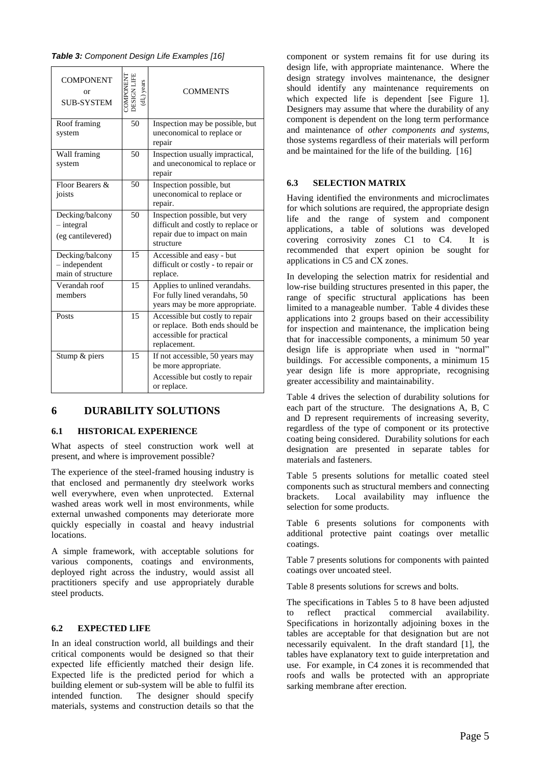***Table 3:*** *Component Design Life Examples [16]*

| COMPONENT or SUB-SYSTEM | COMPONENT DESIGN LIFE (dL) years | COMMENTS |
|---|---|---|
| Roof framing system | 50 | Inspection may be possible, but uneconomical to replace or repair |
| Wall framing system | 50 | Inspection usually impractical, and uneconomical to replace or repair |
| Floor Bearers & joists | 50 | Inspection possible, but uneconomical to replace or repair. |
| Decking/balcony – integral (eg cantilevered) | 50 | Inspection possible, but very difficult and costly to replace or repair due to impact on main structure |
| Decking/balcony – independent main of structure | 15 | Accessible and easy - but difficult or costly - to repair or replace. |
| Verandah roof members | 15 | Applies to unlined verandahs. For fully lined verandahs, 50 years may be more appropriate. |
| Posts | 15 | Accessible but costly to repair or replace. Both ends should be accessible for practical replacement. |
| Stump & piers | 15 | If not accessible, 50 years may be more appropriate. Accessible but costly to repair or replace. |

# 6 DURABILITY SOLUTIONS

## 6.1 HISTORICAL EXPERIENCE

What aspects of steel construction work well at present, and where is improvement possible?

The experience of the steel-framed housing industry is that enclosed and permanently dry steelwork works well everywhere, even when unprotected. External washed areas work well in most environments, while external unwashed components may deteriorate more quickly especially in coastal and heavy industrial locations.

A simple framework, with acceptable solutions for various components, coatings and environments, deployed right across the industry, would assist all practitioners specify and use appropriately durable steel products.

## 6.2 EXPECTED LIFE

In an ideal construction world, all buildings and their critical components would be designed so that their expected life efficiently matched their design life. Expected life is the predicted period for which a building element or sub-system will be able to fulfil its intended function. The designer should specify materials, systems and construction details so that the component or system remains fit for use during its design life, with appropriate maintenance. Where the design strategy involves maintenance, the designer should identify any maintenance requirements on which expected life is dependent [see Figure 1]. Designers may assume that where the durability of any component is dependent on the long term performance and maintenance of *other components and systems*, those systems regardless of their materials will perform and be maintained for the life of the building. [16]

## 6.3 SELECTION MATRIX

Having identified the environments and microclimates for which solutions are required, the appropriate design life and the range of system and component applications, a table of solutions was developed covering corrosivity zones C1 to C4. It is recommended that expert opinion be sought for applications in C5 and CX zones.

In developing the selection matrix for residential and low-rise building structures presented in this paper, the range of specific structural applications has been limited to a manageable number. Table 4 divides these applications into 2 groups based on their accessibility for inspection and maintenance, the implication being that for inaccessible components, a minimum 50 year design life is appropriate when used in "normal" buildings. For accessible components, a minimum 15 year design life is more appropriate, recognising greater accessibility and maintainability.

Table 4 drives the selection of durability solutions for each part of the structure. The designations A, B, C and D represent requirements of increasing severity, regardless of the type of component or its protective coating being considered. Durability solutions for each designation are presented in separate tables for materials and fasteners.

Table 5 presents solutions for metallic coated steel components such as structural members and connecting brackets. Local availability may influence the selection for some products.

Table 6 presents solutions for components with additional protective paint coatings over metallic coatings.

Table 7 presents solutions for components with painted coatings over uncoated steel.

Table 8 presents solutions for screws and bolts.

The specifications in Tables 5 to 8 have been adjusted to reflect practical commercial availability. Specifications in horizontally adjoining boxes in the tables are acceptable for that designation but are not necessarily equivalent. In the draft standard [1], the tables have explanatory text to guide interpretation and use. For example, in C4 zones it is recommended that roofs and walls be protected with an appropriate sarking membrane after erection.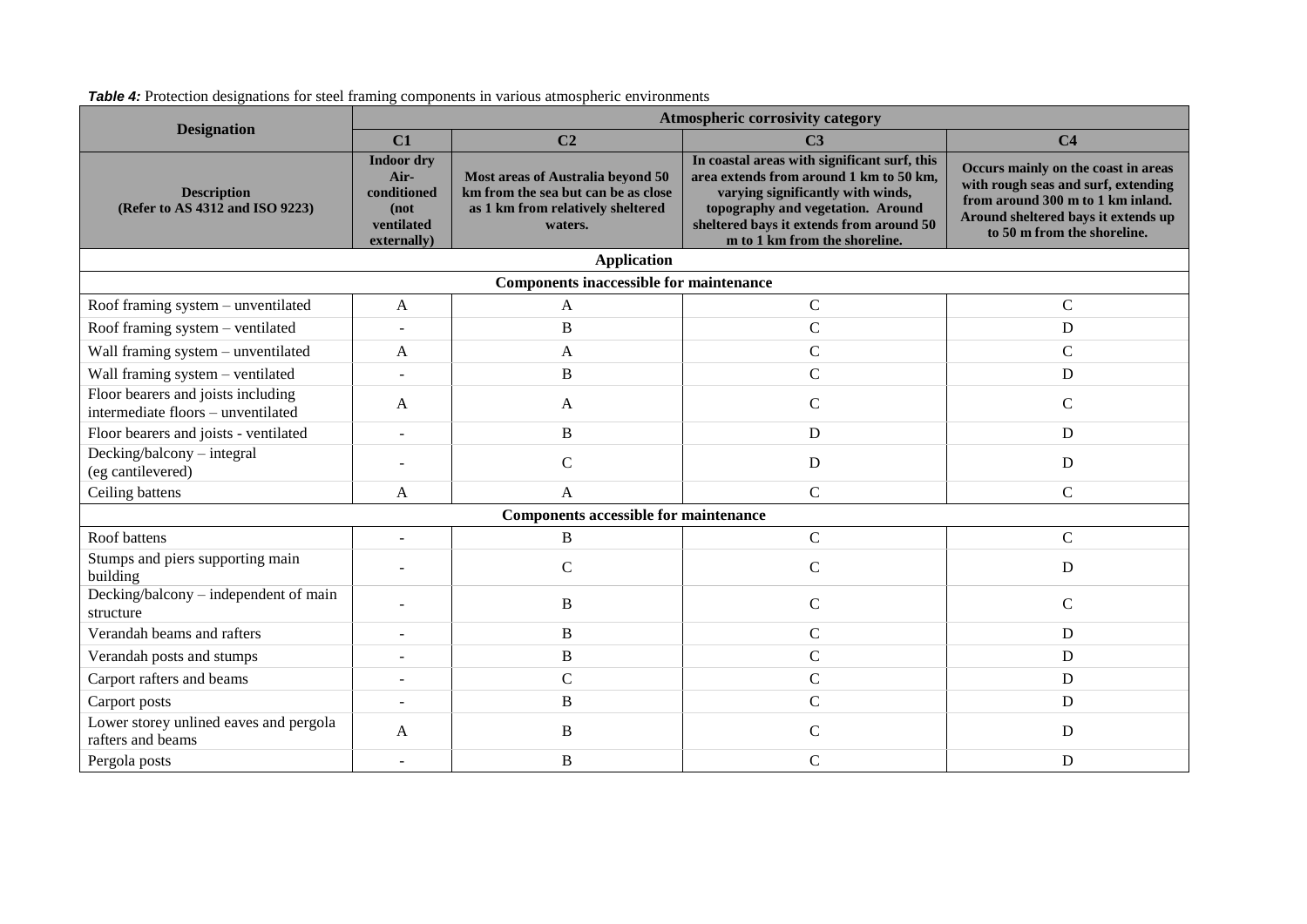***Table 4:*** Protection designations for steel framing components in various atmospheric environments

| Designation | Atmospheric corrosivity category | | | |
|---|---|---|---|---|
| | **C1** | **C2** | **C3** | **C4** |
| **Description (Refer to AS 4312 and ISO 9223)** | **Indoor dry Air-conditioned (not ventilated externally)** | **Most areas of Australia beyond 50 km from the sea but can be as close as 1 km from relatively sheltered waters.** | **In coastal areas with significant surf, this area extends from around 1 km to 50 km, varying significantly with winds, topography and vegetation. Around sheltered bays it extends from around 50 m to 1 km from the shoreline.** | **Occurs mainly on the coast in areas with rough seas and surf, extending from around 300 m to 1 km inland. Around sheltered bays it extends up to 50 m from the shoreline.** |
| **Application** | | | | |
| **Components inaccessible for maintenance** | | | | |
| Roof framing system – unventilated | A | A | C | C |
| Roof framing system – ventilated | - | B | C | D |
| Wall framing system – unventilated | A | A | C | C |
| Wall framing system – ventilated | - | B | C | D |
| Floor bearers and joists including intermediate floors – unventilated | A | A | C | C |
| Floor bearers and joists - ventilated | - | B | D | D |
| Decking/balcony – integral (eg cantilevered) | - | C | D | D |
| Ceiling battens | A | A | C | C |
| **Components accessible for maintenance** | | | | |
| Roof battens | - | B | C | C |
| Stumps and piers supporting main building | - | C | C | D |
| Decking/balcony – independent of main structure | - | B | C | C |
| Verandah beams and rafters | - | B | C | D |
| Verandah posts and stumps | - | B | C | D |
| Carport rafters and beams | - | C | C | D |
| Carport posts | - | B | C | D |
| Lower storey unlined eaves and pergola rafters and beams | A | B | C | D |
| Pergola posts | - | B | C | D |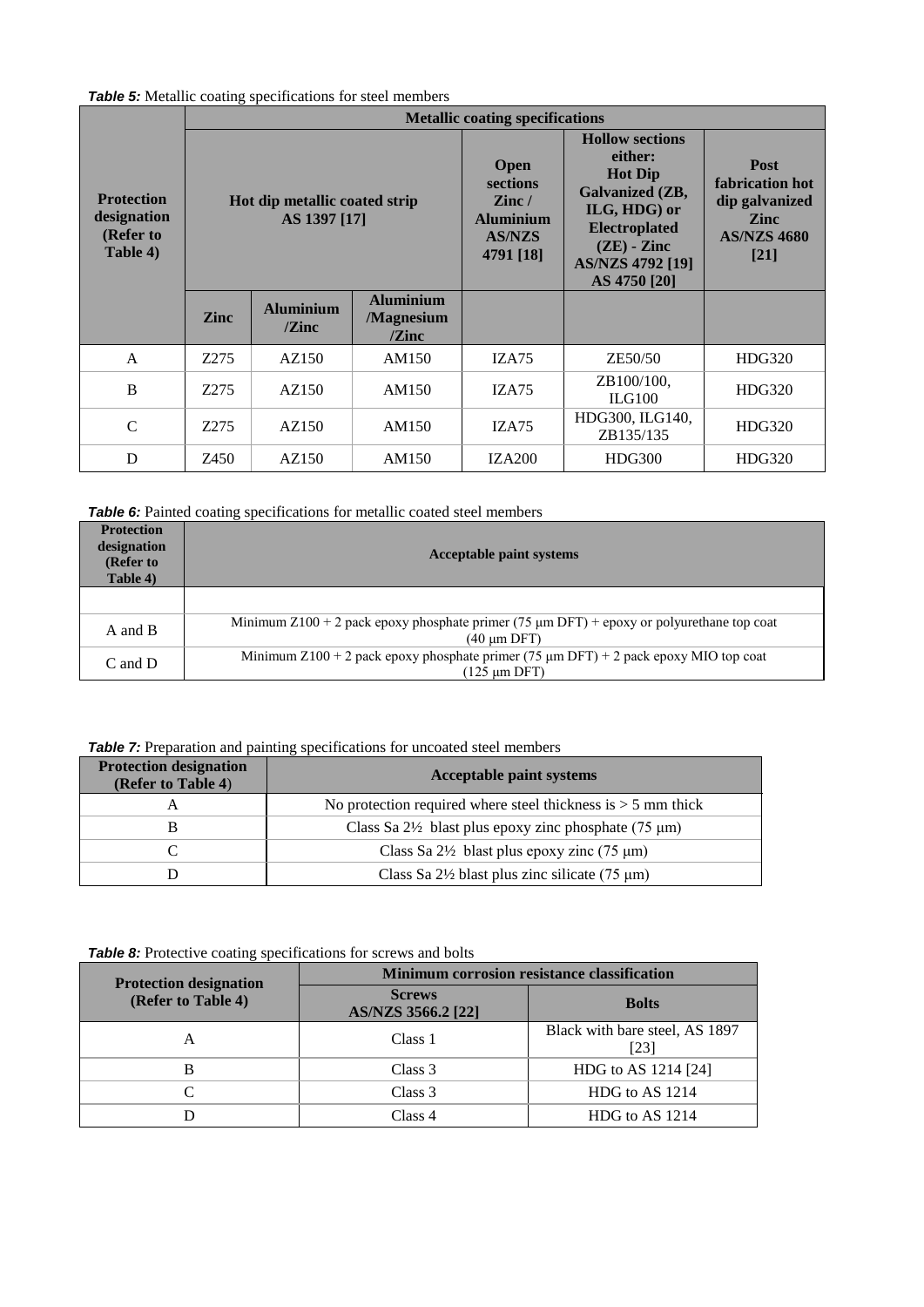***Table 5:*** Metallic coating specifications for steel members

| Protection designation (Refer to Table 4) | Metallic coating specifications | | | | | |
|---|---|---|---|---|---|---|
| | Hot dip metallic coated strip AS 1397 [17] | | | Open sections Zinc / Aluminium AS/NZS 4791 [18] | Hollow sections either: Hot Dip Galvanized (ZB, ILG, HDG) or Electroplated (ZE) - Zinc AS/NZS 4792 [19] AS 4750 [20] | Post fabrication hot dip galvanized Zinc AS/NZS 4680 [21] |
| | Zinc | Aluminium /Zinc | Aluminium /Magnesium /Zinc | | | |
| A | Z275 | AZ150 | AM150 | IZA75 | ZE50/50 | HDG320 |
| B | Z275 | AZ150 | AM150 | IZA75 | ZB100/100, ILG100 | HDG320 |
| C | Z275 | AZ150 | AM150 | IZA75 | HDG300, ILG140, ZB135/135 | HDG320 |
| D | Z450 | AZ150 | AM150 | IZA200 | HDG300 | HDG320 |

***Table 6:*** Painted coating specifications for metallic coated steel members

| Protection designation (Refer to Table 4) | Acceptable paint systems |
|---|---|
| | |
| A and B | Minimum Z100 + 2 pack epoxy phosphate primer (75 µm DFT) + epoxy or polyurethane top coat (40 µm DFT) |
| C and D | Minimum Z100 + 2 pack epoxy phosphate primer (75 µm DFT) + 2 pack epoxy MIO top coat (125 µm DFT) |

***Table 7:*** Preparation and painting specifications for uncoated steel members

| Protection designation (Refer to Table 4) | Acceptable paint systems |
|---|---|
| A | No protection required where steel thickness is > 5 mm thick |
| B | Class Sa 2½ blast plus epoxy zinc phosphate (75 µm) |
| C | Class Sa 2½ blast plus epoxy zinc (75 µm) |
| D | Class Sa 2½ blast plus zinc silicate (75 µm) |

***Table 8:*** Protective coating specifications for screws and bolts

| Protection designation (Refer to Table 4) | Minimum corrosion resistance classification | |
|---|---|---|
| | Screws AS/NZS 3566.2 [22] | Bolts |
| A | Class 1 | Black with bare steel, AS 1897 [23] |
| B | Class 3 | HDG to AS 1214 [24] |
| C | Class 3 | HDG to AS 1214 |
| D | Class 4 | HDG to AS 1214 |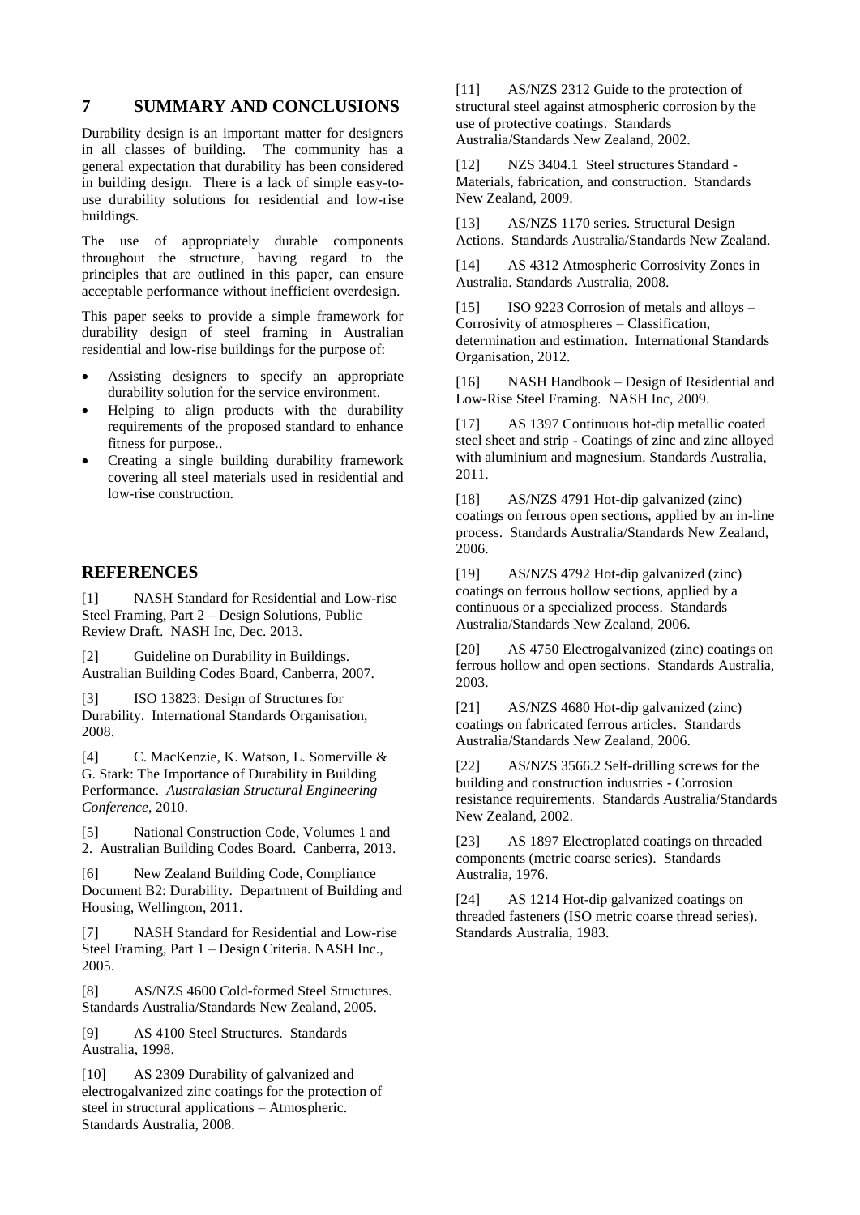## 7 SUMMARY AND CONCLUSIONS

Durability design is an important matter for designers in all classes of building. The community has a general expectation that durability has been considered in building design. There is a lack of simple easy-to-use durability solutions for residential and low-rise buildings.

The use of appropriately durable components throughout the structure, having regard to the principles that are outlined in this paper, can ensure acceptable performance without inefficient overdesign.

This paper seeks to provide a simple framework for durability design of steel framing in Australian residential and low-rise buildings for the purpose of:

- Assisting designers to specify an appropriate durability solution for the service environment.
- Helping to align products with the durability requirements of the proposed standard to enhance fitness for purpose..
- Creating a single building durability framework covering all steel materials used in residential and low-rise construction.

## REFERENCES

[1] NASH Standard for Residential and Low-rise Steel Framing, Part 2 – Design Solutions, Public Review Draft. NASH Inc, Dec. 2013.

[2] Guideline on Durability in Buildings. Australian Building Codes Board, Canberra, 2007.

[3] ISO 13823: Design of Structures for Durability. International Standards Organisation, 2008.

[4] C. MacKenzie, K. Watson, L. Somerville & G. Stark: The Importance of Durability in Building Performance. *Australasian Structural Engineering Conference*, 2010.

[5] National Construction Code, Volumes 1 and 2. Australian Building Codes Board. Canberra, 2013.

[6] New Zealand Building Code, Compliance Document B2: Durability. Department of Building and Housing, Wellington, 2011.

[7] NASH Standard for Residential and Low-rise Steel Framing, Part 1 – Design Criteria. NASH Inc., 2005.

[8] AS/NZS 4600 Cold-formed Steel Structures. Standards Australia/Standards New Zealand, 2005.

[9] AS 4100 Steel Structures. Standards Australia, 1998.

[10] AS 2309 Durability of galvanized and electrogalvanized zinc coatings for the protection of steel in structural applications – Atmospheric. Standards Australia, 2008.

[11] AS/NZS 2312 Guide to the protection of structural steel against atmospheric corrosion by the use of protective coatings. Standards Australia/Standards New Zealand, 2002.

[12] NZS 3404.1 Steel structures Standard - Materials, fabrication, and construction. Standards New Zealand, 2009.

[13] AS/NZS 1170 series. Structural Design Actions. Standards Australia/Standards New Zealand.

[14] AS 4312 Atmospheric Corrosivity Zones in Australia. Standards Australia, 2008.

[15] ISO 9223 Corrosion of metals and alloys – Corrosivity of atmospheres – Classification, determination and estimation. International Standards Organisation, 2012.

[16] NASH Handbook – Design of Residential and Low-Rise Steel Framing. NASH Inc, 2009.

[17] AS 1397 Continuous hot-dip metallic coated steel sheet and strip - Coatings of zinc and zinc alloyed with aluminium and magnesium. Standards Australia, 2011.

[18] AS/NZS 4791 Hot-dip galvanized (zinc) coatings on ferrous open sections, applied by an in-line process. Standards Australia/Standards New Zealand, 2006.

[19] AS/NZS 4792 Hot-dip galvanized (zinc) coatings on ferrous hollow sections, applied by a continuous or a specialized process. Standards Australia/Standards New Zealand, 2006.

[20] AS 4750 Electrogalvanized (zinc) coatings on ferrous hollow and open sections. Standards Australia, 2003.

[21] AS/NZS 4680 Hot-dip galvanized (zinc) coatings on fabricated ferrous articles. Standards Australia/Standards New Zealand, 2006.

[22] AS/NZS 3566.2 Self-drilling screws for the building and construction industries - Corrosion resistance requirements. Standards Australia/Standards New Zealand, 2002.

[23] AS 1897 Electroplated coatings on threaded components (metric coarse series). Standards Australia, 1976.

[24] AS 1214 Hot-dip galvanized coatings on threaded fasteners (ISO metric coarse thread series). Standards Australia, 1983.